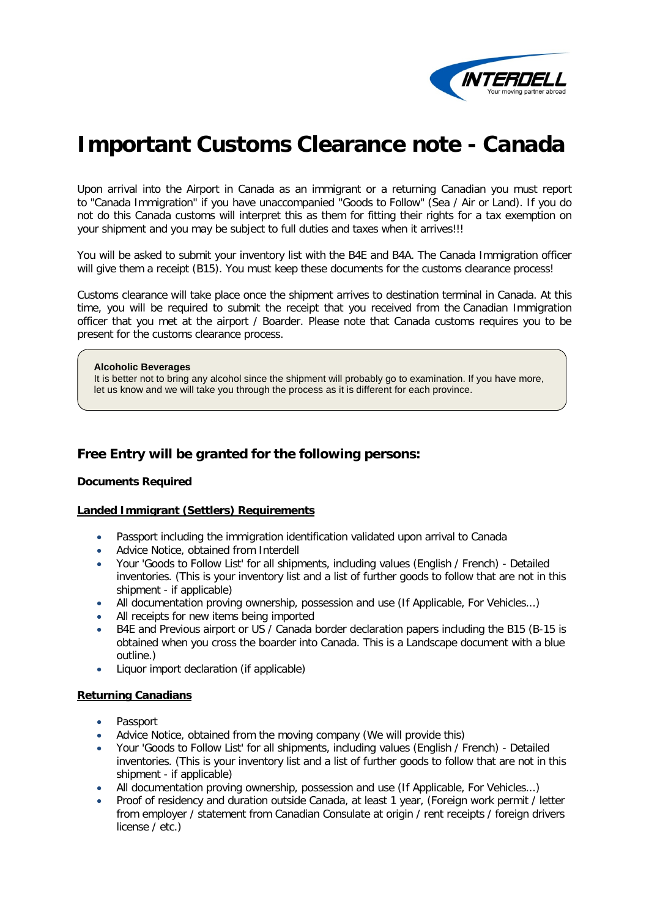# Important Customs Clearance note - Canada

Upon arrival into the Airport in Canada as an immigrant or a returning Canadian you must report to "Canada Immigration" if you have unaccompanied "Goods to Follow" (Sea / Air or Land). If you do not do this Canada customs will interpret this as them for fitting their rights for a tax exemption on your shipment and you may be subject to full duties and taxes when it arrives!!!

You will be asked to submit your inventory list with the B4E and B4A. The Canada Immigration officer will give them a receipt (B15). You must keep these documents for the customs clearance process!

Customs clearance will take place once the shipment arrives to destination terminal in Canada. At this time, you will be required to submit the receipt that you received from the Canadian Immigration officer that you met at the airport / Boarder. Please note that Canada customs requires you to be present for the customs clearance process.

**Alcoholic Beverages**
It is better not to bring any alcohol since the shipment will probably go to examination. If you have more, let us know and we will take you through the process as it is different for each province.

## Free Entry will be granted for the following persons:

**Documents Required**

**Landed Immigrant (Settlers) Requirements**

- Passport including the immigration identification validated upon arrival to Canada
- Advice Notice, obtained from Interdell
- Your 'Goods to Follow List' for all shipments, including values (English / French) - Detailed inventories. (This is your inventory list and a list of further goods to follow that are not in this shipment - if applicable)
- All documentation proving ownership, possession and use (If Applicable, For Vehicles...)
- All receipts for new items being imported
- B4E and Previous airport or US / Canada border declaration papers including the B15 (B-15 is obtained when you cross the boarder into Canada. This is a Landscape document with a blue outline.)
- Liquor import declaration (if applicable)

**Returning Canadians**

- Passport
- Advice Notice, obtained from the moving company (We will provide this)
- Your 'Goods to Follow List' for all shipments, including values (English / French) - Detailed inventories. (This is your inventory list and a list of further goods to follow that are not in this shipment - if applicable)
- All documentation proving ownership, possession and use (If Applicable, For Vehicles...)
- Proof of residency and duration outside Canada, at least 1 year, (Foreign work permit / letter from employer / statement from Canadian Consulate at origin / rent receipts / foreign drivers license / etc.)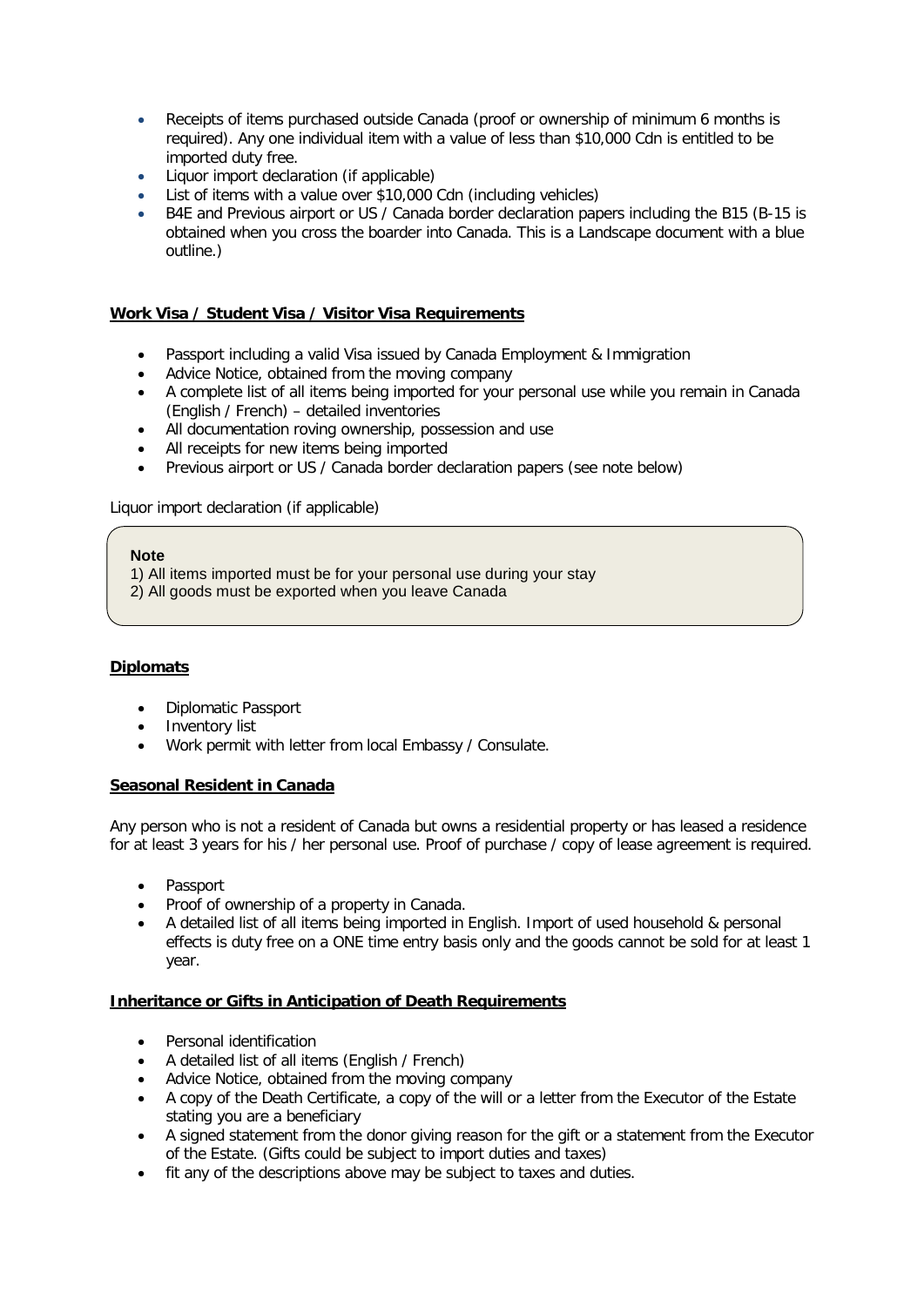- Receipts of items purchased outside Canada (proof or ownership of minimum 6 months is required). Any one individual item with a value of less than $10,000 Cdn is entitled to be imported duty free.
- Liquor import declaration (if applicable)
- List of items with a value over $10,000 Cdn (including vehicles)
- B4E and Previous airport or US / Canada border declaration papers including the B15 (B-15 is obtained when you cross the boarder into Canada. This is a Landscape document with a blue outline.)

## Work Visa / Student Visa / Visitor Visa Requirements

- Passport including a valid Visa issued by Canada Employment & Immigration
- Advice Notice, obtained from the moving company
- A complete list of all items being imported for your personal use while you remain in Canada (English / French) – detailed inventories
- All documentation roving ownership, possession and use
- All receipts for new items being imported
- Previous airport or US / Canada border declaration papers (see note below)

Liquor import declaration (if applicable)

> **Note**
> 1) All items imported must be for your personal use during your stay
> 2) All goods must be exported when you leave Canada

## Diplomats

- Diplomatic Passport
- Inventory list
- Work permit with letter from local Embassy / Consulate.

## Seasonal Resident in Canada

Any person who is not a resident of Canada but owns a residential property or has leased a residence for at least 3 years for his / her personal use. Proof of purchase / copy of lease agreement is required.

- Passport
- Proof of ownership of a property in Canada.
- A detailed list of all items being imported in English. Import of used household & personal effects is duty free on a ONE time entry basis only and the goods cannot be sold for at least 1 year.

## Inheritance or Gifts in Anticipation of Death Requirements

- Personal identification
- A detailed list of all items (English / French)
- Advice Notice, obtained from the moving company
- A copy of the Death Certificate, a copy of the will or a letter from the Executor of the Estate stating you are a beneficiary
- A signed statement from the donor giving reason for the gift or a statement from the Executor of the Estate. (Gifts could be subject to import duties and taxes)
- fit any of the descriptions above may be subject to taxes and duties.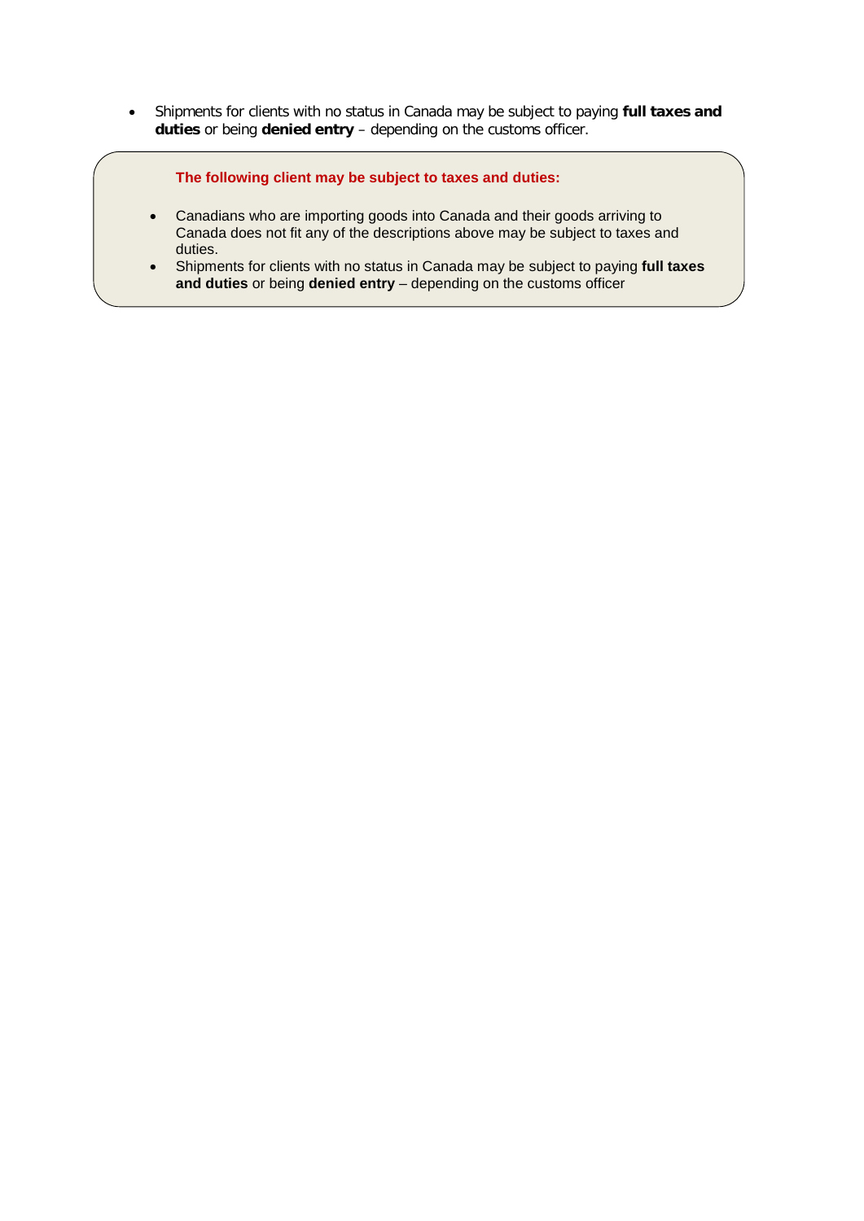- Shipments for clients with no status in Canada may be subject to paying **full taxes and duties** or being **denied entry** – depending on the customs officer.

**The following client may be subject to taxes and duties:**

- Canadians who are importing goods into Canada and their goods arriving to Canada does not fit any of the descriptions above may be subject to taxes and duties.
- Shipments for clients with no status in Canada may be subject to paying **full taxes and duties** or being **denied entry** – depending on the customs officer